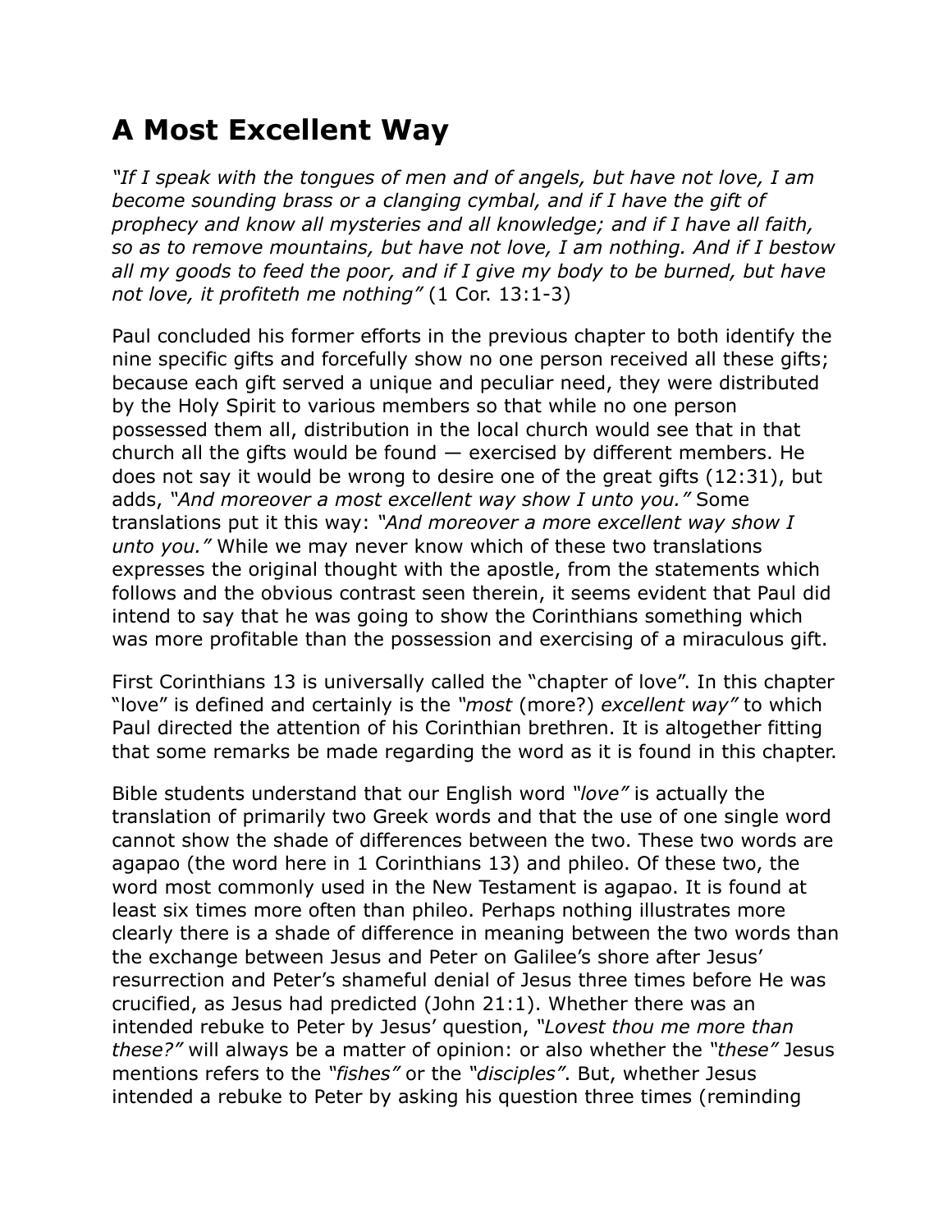# A Most Excellent Way

*"If I speak with the tongues of men and of angels, but have not love, I am become sounding brass or a clanging cymbal, and if I have the gift of prophecy and know all mysteries and all knowledge; and if I have all faith, so as to remove mountains, but have not love, I am nothing. And if I bestow all my goods to feed the poor, and if I give my body to be burned, but have not love, it profiteth me nothing"* (1 Cor. 13:1-3)

Paul concluded his former efforts in the previous chapter to both identify the nine specific gifts and forcefully show no one person received all these gifts; because each gift served a unique and peculiar need, they were distributed by the Holy Spirit to various members so that while no one person possessed them all, distribution in the local church would see that in that church all the gifts would be found — exercised by different members. He does not say it would be wrong to desire one of the great gifts (12:31), but adds, *"And moreover a most excellent way show I unto you."* Some translations put it this way: *"And moreover a more excellent way show I unto you."* While we may never know which of these two translations expresses the original thought with the apostle, from the statements which follows and the obvious contrast seen therein, it seems evident that Paul did intend to say that he was going to show the Corinthians something which was more profitable than the possession and exercising of a miraculous gift.

First Corinthians 13 is universally called the "chapter of love". In this chapter "love" is defined and certainly is the *"most* (more?) *excellent way"* to which Paul directed the attention of his Corinthian brethren. It is altogether fitting that some remarks be made regarding the word as it is found in this chapter.

Bible students understand that our English word *"love"* is actually the translation of primarily two Greek words and that the use of one single word cannot show the shade of differences between the two. These two words are agapao (the word here in 1 Corinthians 13) and phileo. Of these two, the word most commonly used in the New Testament is agapao. It is found at least six times more often than phileo. Perhaps nothing illustrates more clearly there is a shade of difference in meaning between the two words than the exchange between Jesus and Peter on Galilee's shore after Jesus' resurrection and Peter's shameful denial of Jesus three times before He was crucified, as Jesus had predicted (John 21:1). Whether there was an intended rebuke to Peter by Jesus' question, *"Lovest thou me more than these?"* will always be a matter of opinion: or also whether the *"these"* Jesus mentions refers to the *"fishes"* or the *"disciples"*. But, whether Jesus intended a rebuke to Peter by asking his question three times (reminding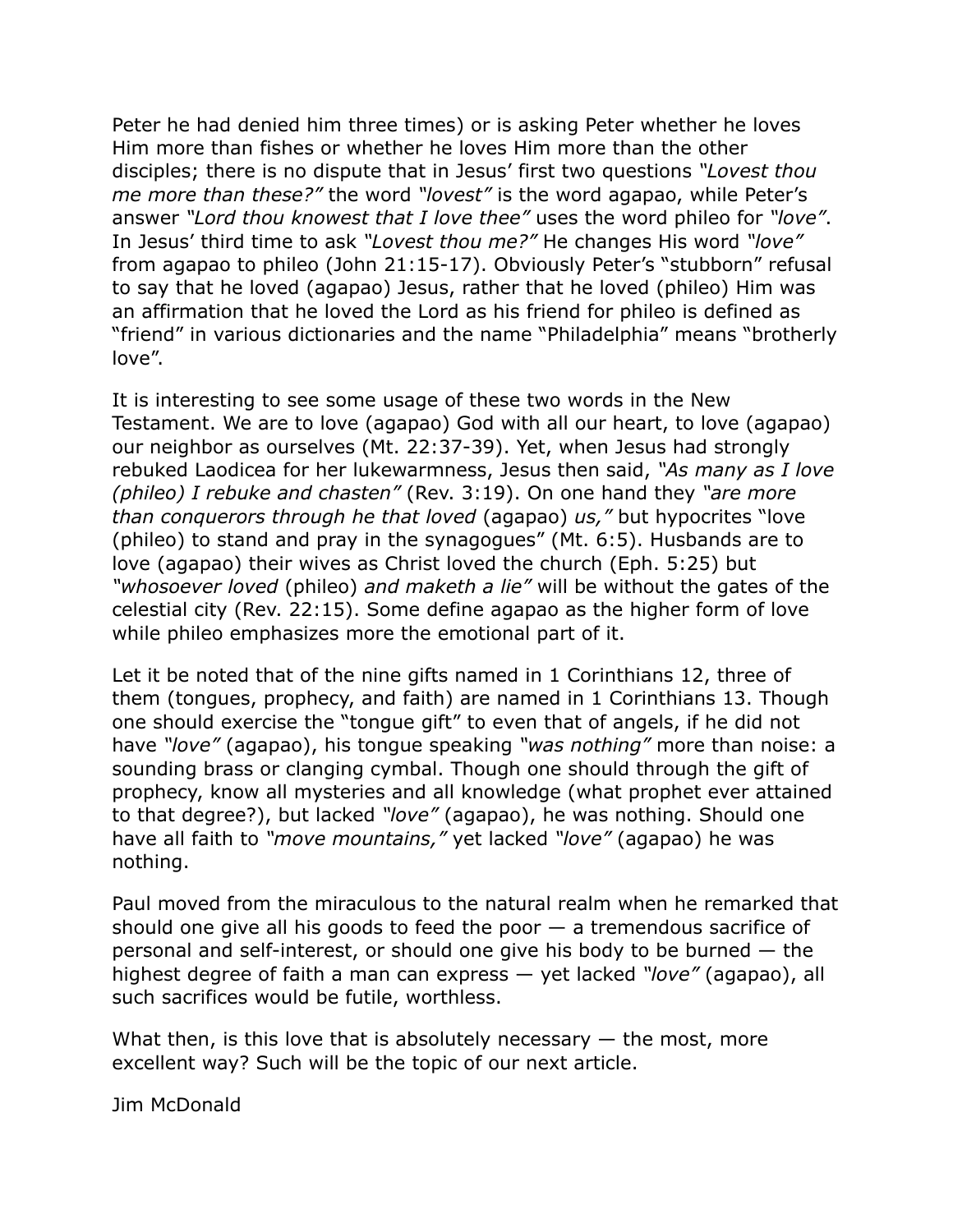Peter he had denied him three times) or is asking Peter whether he loves Him more than fishes or whether he loves Him more than the other disciples; there is no dispute that in Jesus' first two questions *"Lovest thou me more than these?"* the word *"lovest"* is the word agapao, while Peter's answer *"Lord thou knowest that I love thee"* uses the word phileo for *"love"*. In Jesus' third time to ask *"Lovest thou me?"* He changes His word *"love"* from agapao to phileo (John 21:15-17). Obviously Peter's "stubborn" refusal to say that he loved (agapao) Jesus, rather that he loved (phileo) Him was an affirmation that he loved the Lord as his friend for phileo is defined as "friend" in various dictionaries and the name "Philadelphia" means "brotherly love".

It is interesting to see some usage of these two words in the New Testament. We are to love (agapao) God with all our heart, to love (agapao) our neighbor as ourselves (Mt. 22:37-39). Yet, when Jesus had strongly rebuked Laodicea for her lukewarmness, Jesus then said, *"As many as I love (phileo) I rebuke and chasten"* (Rev. 3:19). On one hand they *"are more than conquerors through he that loved* (agapao) *us,"* but hypocrites "love (phileo) to stand and pray in the synagogues" (Mt. 6:5). Husbands are to love (agapao) their wives as Christ loved the church (Eph. 5:25) but *"whosoever loved* (phileo) *and maketh a lie"* will be without the gates of the celestial city (Rev. 22:15). Some define agapao as the higher form of love while phileo emphasizes more the emotional part of it.

Let it be noted that of the nine gifts named in 1 Corinthians 12, three of them (tongues, prophecy, and faith) are named in 1 Corinthians 13. Though one should exercise the "tongue gift" to even that of angels, if he did not have *"love"* (agapao), his tongue speaking *"was nothing"* more than noise: a sounding brass or clanging cymbal. Though one should through the gift of prophecy, know all mysteries and all knowledge (what prophet ever attained to that degree?), but lacked *"love"* (agapao), he was nothing. Should one have all faith to *"move mountains,"* yet lacked *"love"* (agapao) he was nothing.

Paul moved from the miraculous to the natural realm when he remarked that should one give all his goods to feed the poor — a tremendous sacrifice of personal and self-interest, or should one give his body to be burned — the highest degree of faith a man can express — yet lacked *"love"* (agapao), all such sacrifices would be futile, worthless.

What then, is this love that is absolutely necessary — the most, more excellent way? Such will be the topic of our next article.

Jim McDonald